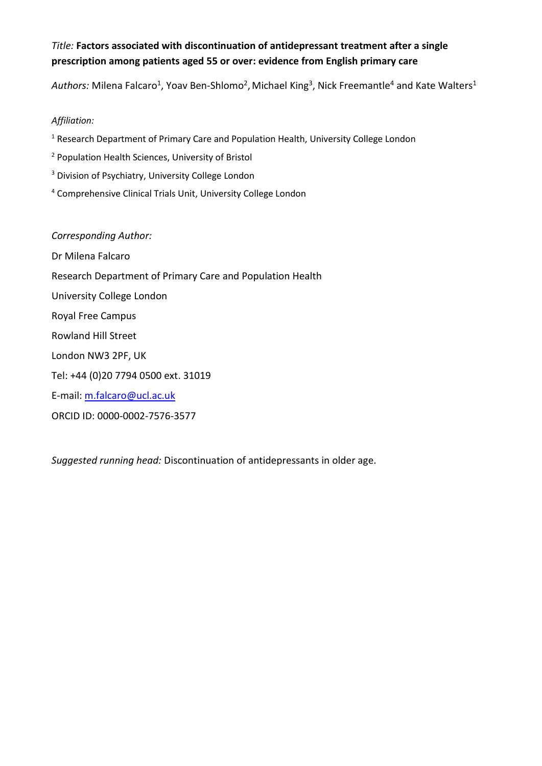*Title:* **Factors associated with discontinuation of antidepressant treatment after a single prescription among patients aged 55 or over: evidence from English primary care**

*Authors:* Milena Falcaro[1], Yoav Ben-Shlomo[2], Michael King[3], Nick Freemantle[4] and Kate Walters[1]

*Affiliation:*

[1] Research Department of Primary Care and Population Health, University College London

[2] Population Health Sciences, University of Bristol

[3] Division of Psychiatry, University College London

[4] Comprehensive Clinical Trials Unit, University College London

*Corresponding Author:*

Dr Milena Falcaro

Research Department of Primary Care and Population Health

University College London

Royal Free Campus

Rowland Hill Street

London NW3 2PF, UK

Tel: +44 (0)20 7794 0500 ext. 31019

E-mail: m.falcaro@ucl.ac.uk

ORCID ID: 0000-0002-7576-3577

*Suggested running head:* Discontinuation of antidepressants in older age.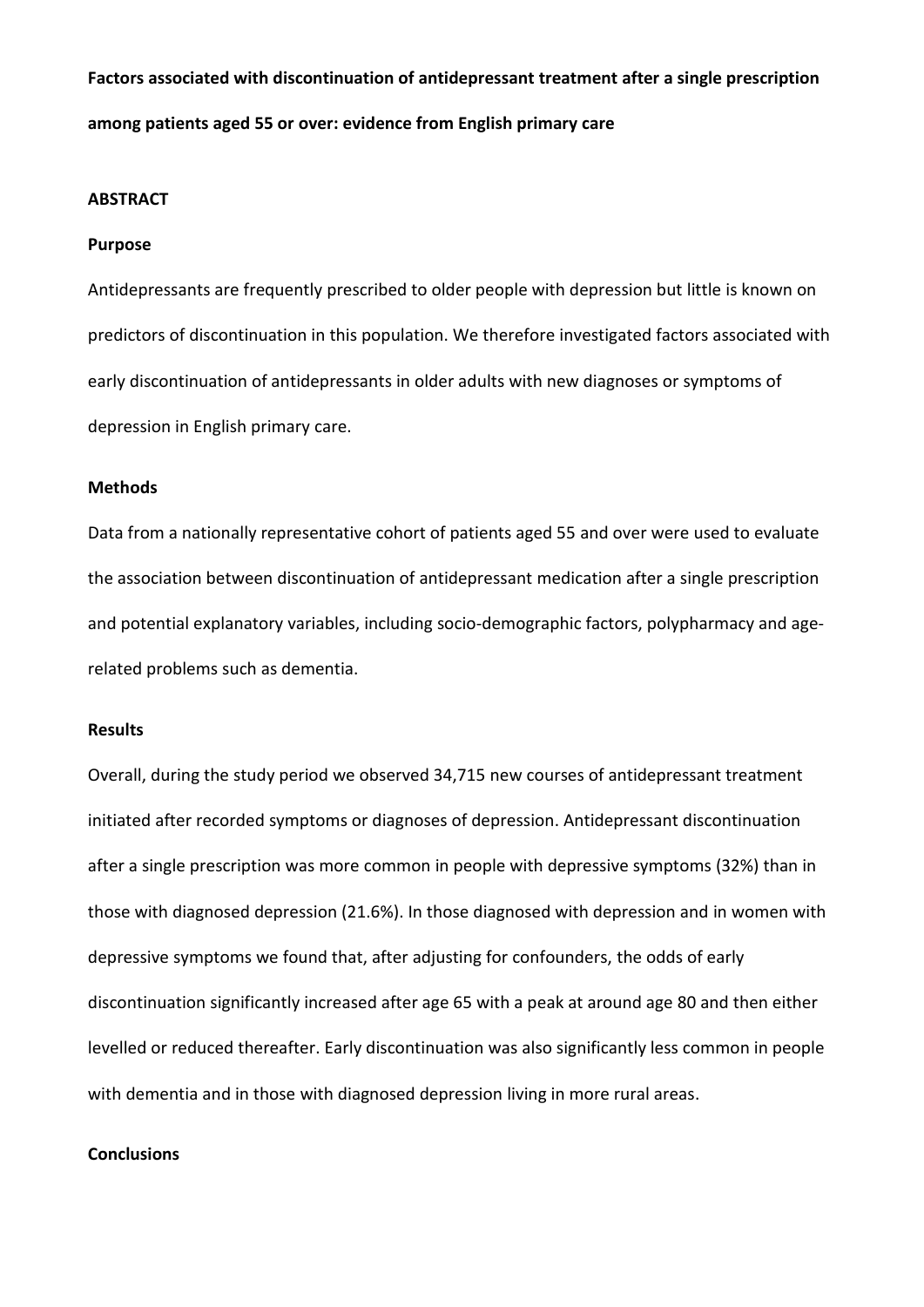**Factors associated with discontinuation of antidepressant treatment after a single prescription among patients aged 55 or over: evidence from English primary care**

**ABSTRACT**

**Purpose**

Antidepressants are frequently prescribed to older people with depression but little is known on predictors of discontinuation in this population. We therefore investigated factors associated with early discontinuation of antidepressants in older adults with new diagnoses or symptoms of depression in English primary care.

**Methods**

Data from a nationally representative cohort of patients aged 55 and over were used to evaluate the association between discontinuation of antidepressant medication after a single prescription and potential explanatory variables, including socio-demographic factors, polypharmacy and age-related problems such as dementia.

**Results**

Overall, during the study period we observed 34,715 new courses of antidepressant treatment initiated after recorded symptoms or diagnoses of depression. Antidepressant discontinuation after a single prescription was more common in people with depressive symptoms (32%) than in those with diagnosed depression (21.6%). In those diagnosed with depression and in women with depressive symptoms we found that, after adjusting for confounders, the odds of early discontinuation significantly increased after age 65 with a peak at around age 80 and then either levelled or reduced thereafter. Early discontinuation was also significantly less common in people with dementia and in those with diagnosed depression living in more rural areas.

**Conclusions**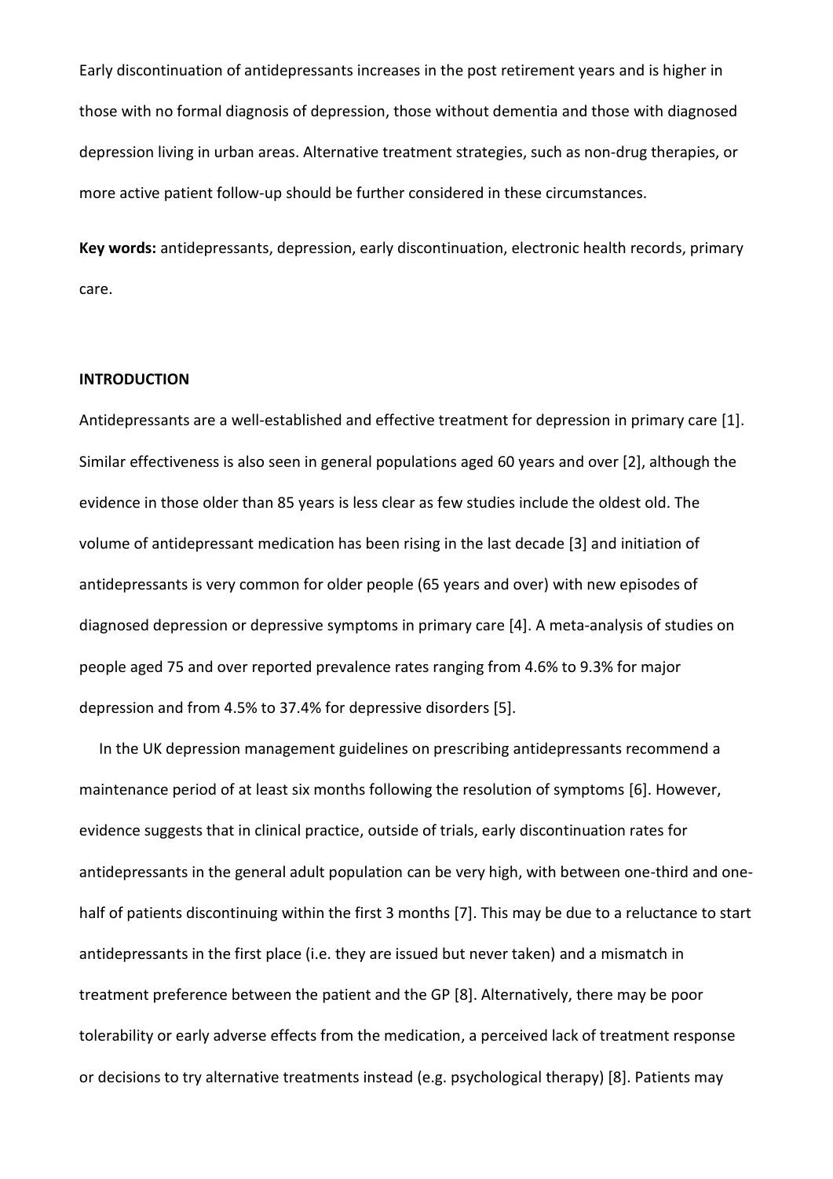Early discontinuation of antidepressants increases in the post retirement years and is higher in those with no formal diagnosis of depression, those without dementia and those with diagnosed depression living in urban areas. Alternative treatment strategies, such as non-drug therapies, or more active patient follow-up should be further considered in these circumstances.

**Key words:** antidepressants, depression, early discontinuation, electronic health records, primary care.

## INTRODUCTION

Antidepressants are a well-established and effective treatment for depression in primary care [1]. Similar effectiveness is also seen in general populations aged 60 years and over [2], although the evidence in those older than 85 years is less clear as few studies include the oldest old. The volume of antidepressant medication has been rising in the last decade [3] and initiation of antidepressants is very common for older people (65 years and over) with new episodes of diagnosed depression or depressive symptoms in primary care [4]. A meta-analysis of studies on people aged 75 and over reported prevalence rates ranging from 4.6% to 9.3% for major depression and from 4.5% to 37.4% for depressive disorders [5].

In the UK depression management guidelines on prescribing antidepressants recommend a maintenance period of at least six months following the resolution of symptoms [6]. However, evidence suggests that in clinical practice, outside of trials, early discontinuation rates for antidepressants in the general adult population can be very high, with between one-third and one-half of patients discontinuing within the first 3 months [7]. This may be due to a reluctance to start antidepressants in the first place (i.e. they are issued but never taken) and a mismatch in treatment preference between the patient and the GP [8]. Alternatively, there may be poor tolerability or early adverse effects from the medication, a perceived lack of treatment response or decisions to try alternative treatments instead (e.g. psychological therapy) [8]. Patients may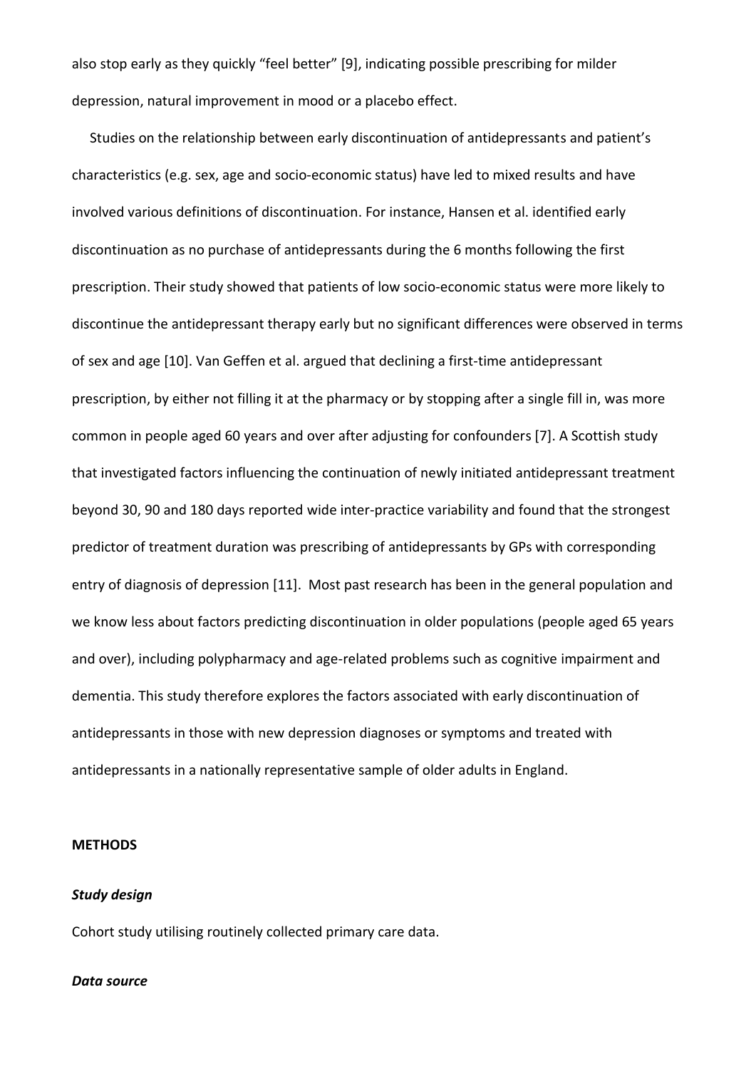also stop early as they quickly "feel better" [9], indicating possible prescribing for milder depression, natural improvement in mood or a placebo effect.

Studies on the relationship between early discontinuation of antidepressants and patient's characteristics (e.g. sex, age and socio-economic status) have led to mixed results and have involved various definitions of discontinuation. For instance, Hansen et al. identified early discontinuation as no purchase of antidepressants during the 6 months following the first prescription. Their study showed that patients of low socio-economic status were more likely to discontinue the antidepressant therapy early but no significant differences were observed in terms of sex and age [10]. Van Geffen et al. argued that declining a first-time antidepressant prescription, by either not filling it at the pharmacy or by stopping after a single fill in, was more common in people aged 60 years and over after adjusting for confounders [7]. A Scottish study that investigated factors influencing the continuation of newly initiated antidepressant treatment beyond 30, 90 and 180 days reported wide inter-practice variability and found that the strongest predictor of treatment duration was prescribing of antidepressants by GPs with corresponding entry of diagnosis of depression [11]. Most past research has been in the general population and we know less about factors predicting discontinuation in older populations (people aged 65 years and over), including polypharmacy and age-related problems such as cognitive impairment and dementia. This study therefore explores the factors associated with early discontinuation of antidepressants in those with new depression diagnoses or symptoms and treated with antidepressants in a nationally representative sample of older adults in England.

## METHODS

### *Study design*

Cohort study utilising routinely collected primary care data.

### *Data source*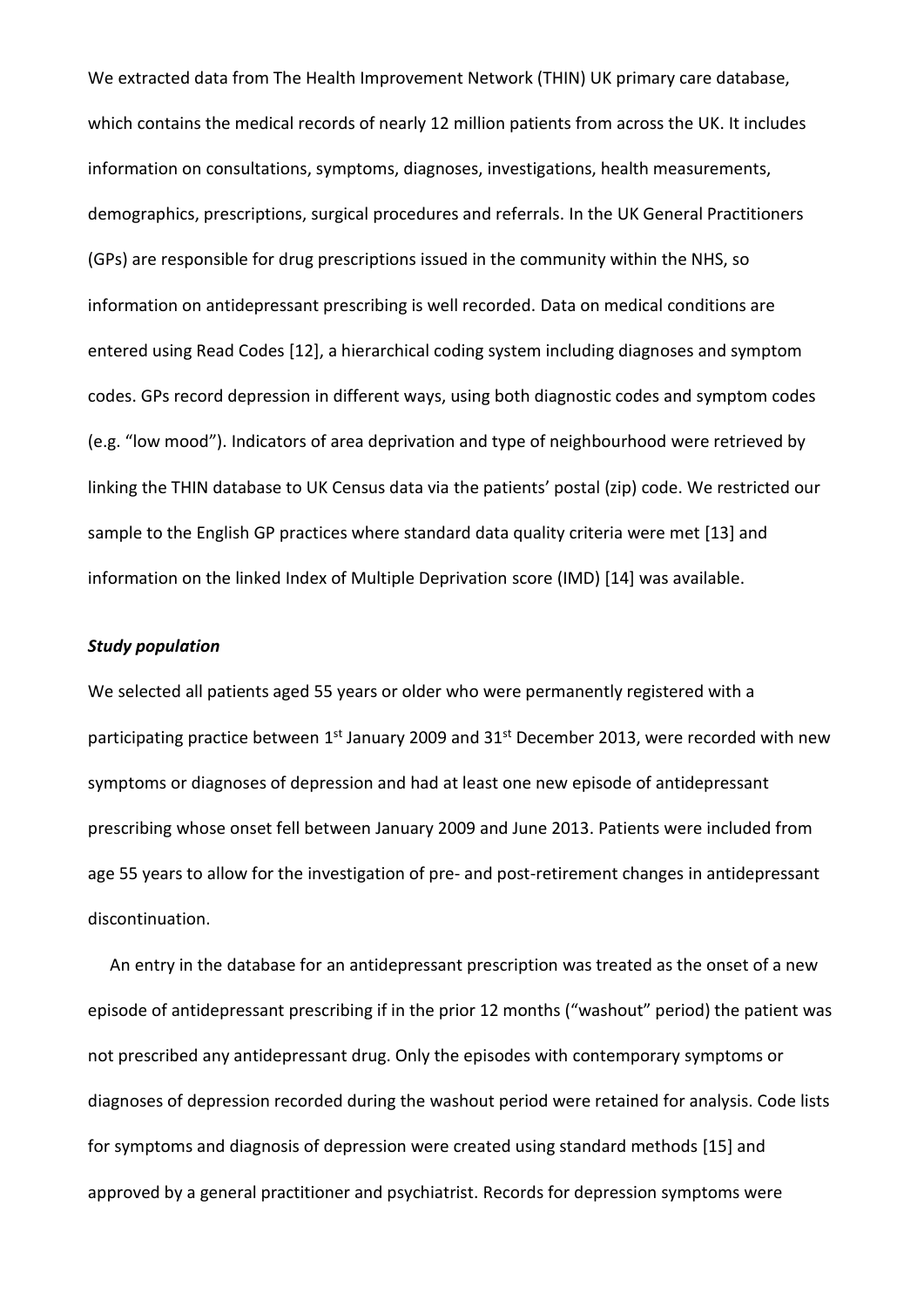We extracted data from The Health Improvement Network (THIN) UK primary care database, which contains the medical records of nearly 12 million patients from across the UK. It includes information on consultations, symptoms, diagnoses, investigations, health measurements, demographics, prescriptions, surgical procedures and referrals. In the UK General Practitioners (GPs) are responsible for drug prescriptions issued in the community within the NHS, so information on antidepressant prescribing is well recorded. Data on medical conditions are entered using Read Codes [12], a hierarchical coding system including diagnoses and symptom codes. GPs record depression in different ways, using both diagnostic codes and symptom codes (e.g. "low mood"). Indicators of area deprivation and type of neighbourhood were retrieved by linking the THIN database to UK Census data via the patients' postal (zip) code. We restricted our sample to the English GP practices where standard data quality criteria were met [13] and information on the linked Index of Multiple Deprivation score (IMD) [14] was available.

### *Study population*

We selected all patients aged 55 years or older who were permanently registered with a participating practice between 1st January 2009 and 31st December 2013, were recorded with new symptoms or diagnoses of depression and had at least one new episode of antidepressant prescribing whose onset fell between January 2009 and June 2013. Patients were included from age 55 years to allow for the investigation of pre- and post-retirement changes in antidepressant discontinuation.

An entry in the database for an antidepressant prescription was treated as the onset of a new episode of antidepressant prescribing if in the prior 12 months ("washout" period) the patient was not prescribed any antidepressant drug. Only the episodes with contemporary symptoms or diagnoses of depression recorded during the washout period were retained for analysis. Code lists for symptoms and diagnosis of depression were created using standard methods [15] and approved by a general practitioner and psychiatrist. Records for depression symptoms were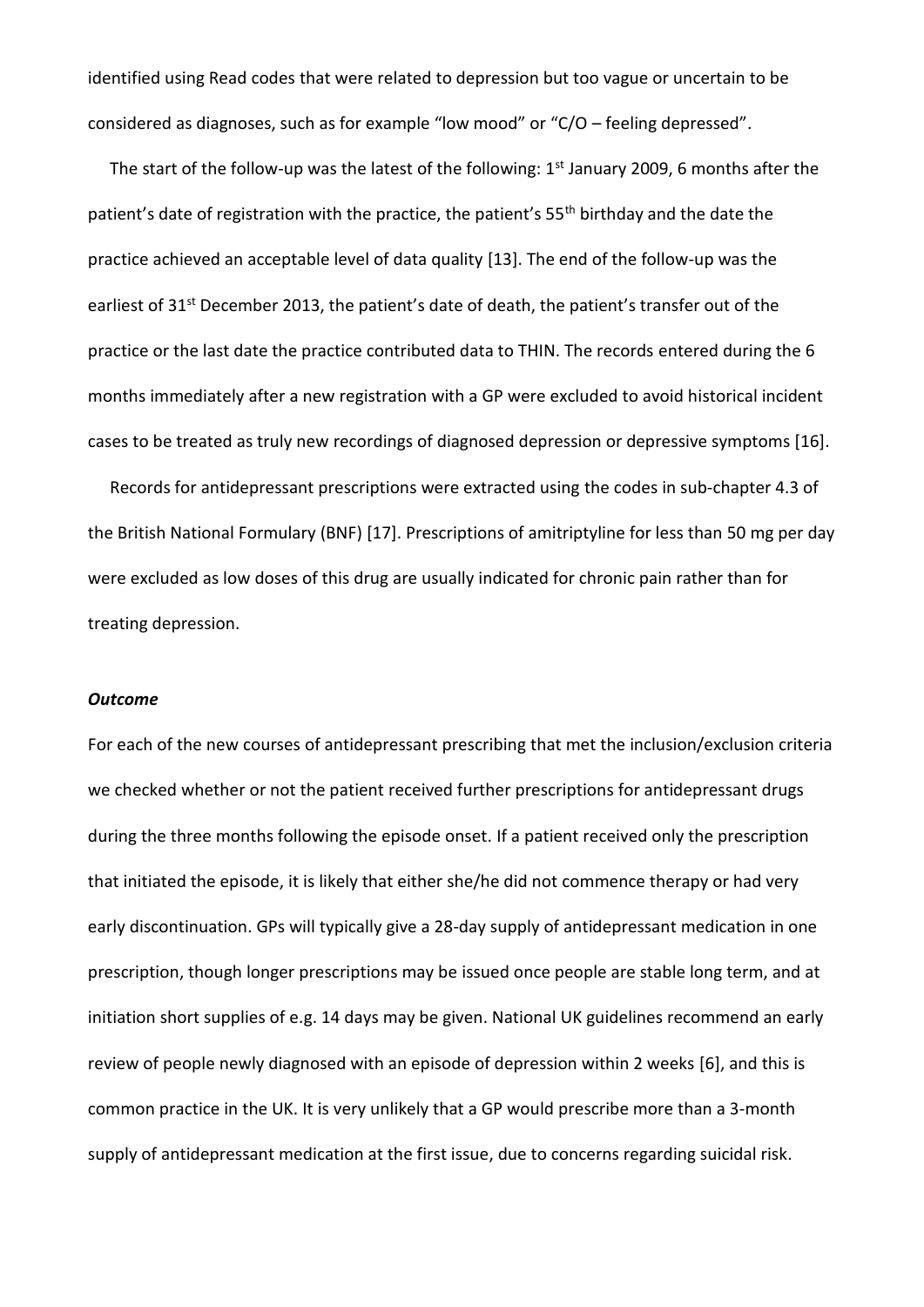identified using Read codes that were related to depression but too vague or uncertain to be considered as diagnoses, such as for example “low mood” or “C/O – feeling depressed”.

The start of the follow-up was the latest of the following: 1st January 2009, 6 months after the patient’s date of registration with the practice, the patient’s 55th birthday and the date the practice achieved an acceptable level of data quality [13]. The end of the follow-up was the earliest of 31st December 2013, the patient’s date of death, the patient’s transfer out of the practice or the last date the practice contributed data to THIN. The records entered during the 6 months immediately after a new registration with a GP were excluded to avoid historical incident cases to be treated as truly new recordings of diagnosed depression or depressive symptoms [16].

Records for antidepressant prescriptions were extracted using the codes in sub-chapter 4.3 of the British National Formulary (BNF) [17]. Prescriptions of amitriptyline for less than 50 mg per day were excluded as low doses of this drug are usually indicated for chronic pain rather than for treating depression.

***Outcome***

For each of the new courses of antidepressant prescribing that met the inclusion/exclusion criteria we checked whether or not the patient received further prescriptions for antidepressant drugs during the three months following the episode onset. If a patient received only the prescription that initiated the episode, it is likely that either she/he did not commence therapy or had very early discontinuation. GPs will typically give a 28-day supply of antidepressant medication in one prescription, though longer prescriptions may be issued once people are stable long term, and at initiation short supplies of e.g. 14 days may be given. National UK guidelines recommend an early review of people newly diagnosed with an episode of depression within 2 weeks [6], and this is common practice in the UK. It is very unlikely that a GP would prescribe more than a 3-month supply of antidepressant medication at the first issue, due to concerns regarding suicidal risk.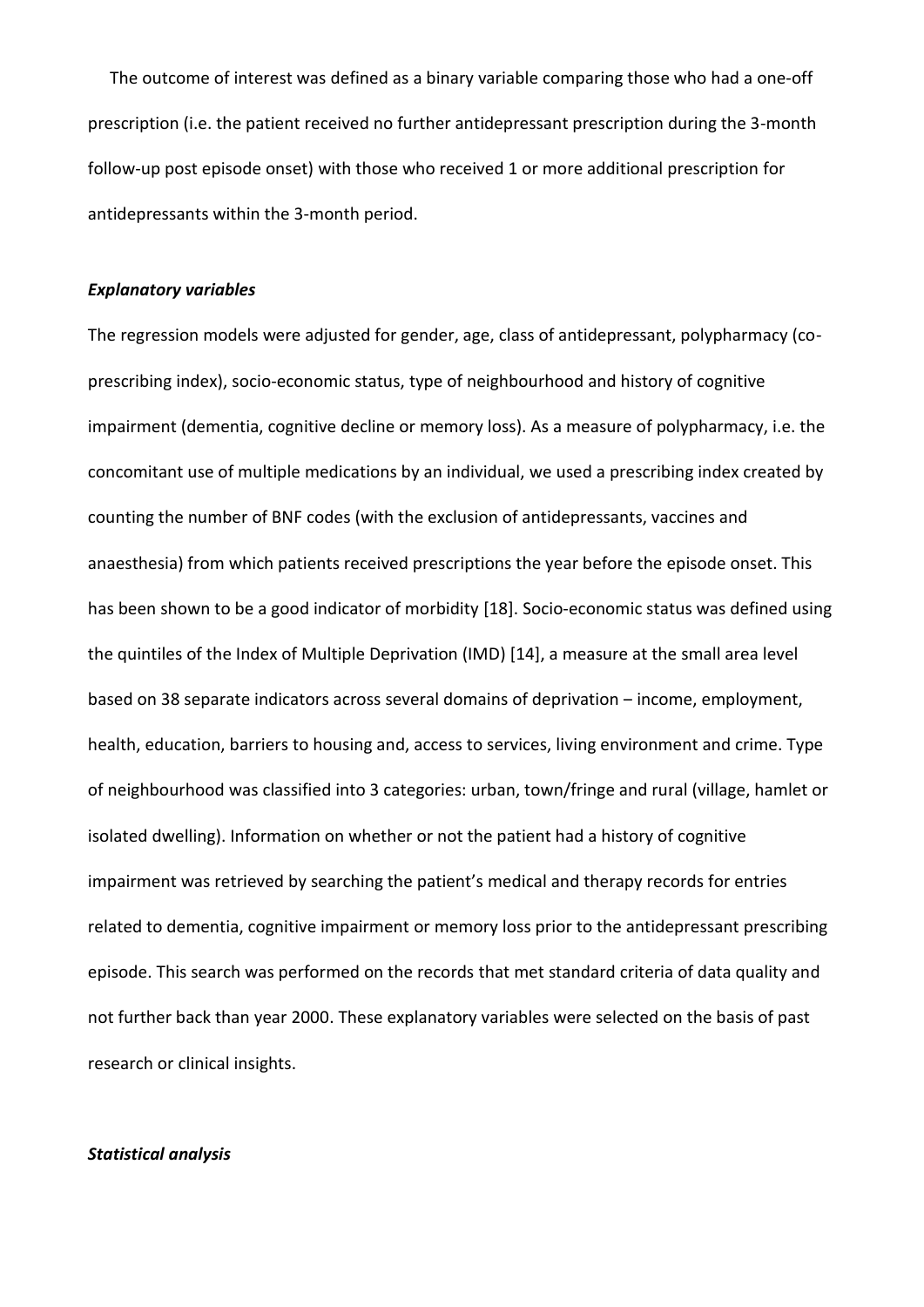The outcome of interest was defined as a binary variable comparing those who had a one-off prescription (i.e. the patient received no further antidepressant prescription during the 3-month follow-up post episode onset) with those who received 1 or more additional prescription for antidepressants within the 3-month period.

### *Explanatory variables*

The regression models were adjusted for gender, age, class of antidepressant, polypharmacy (co-prescribing index), socio-economic status, type of neighbourhood and history of cognitive impairment (dementia, cognitive decline or memory loss). As a measure of polypharmacy, i.e. the concomitant use of multiple medications by an individual, we used a prescribing index created by counting the number of BNF codes (with the exclusion of antidepressants, vaccines and anaesthesia) from which patients received prescriptions the year before the episode onset. This has been shown to be a good indicator of morbidity [18]. Socio-economic status was defined using the quintiles of the Index of Multiple Deprivation (IMD) [14], a measure at the small area level based on 38 separate indicators across several domains of deprivation – income, employment, health, education, barriers to housing and, access to services, living environment and crime. Type of neighbourhood was classified into 3 categories: urban, town/fringe and rural (village, hamlet or isolated dwelling). Information on whether or not the patient had a history of cognitive impairment was retrieved by searching the patient's medical and therapy records for entries related to dementia, cognitive impairment or memory loss prior to the antidepressant prescribing episode. This search was performed on the records that met standard criteria of data quality and not further back than year 2000. These explanatory variables were selected on the basis of past research or clinical insights.

### *Statistical analysis*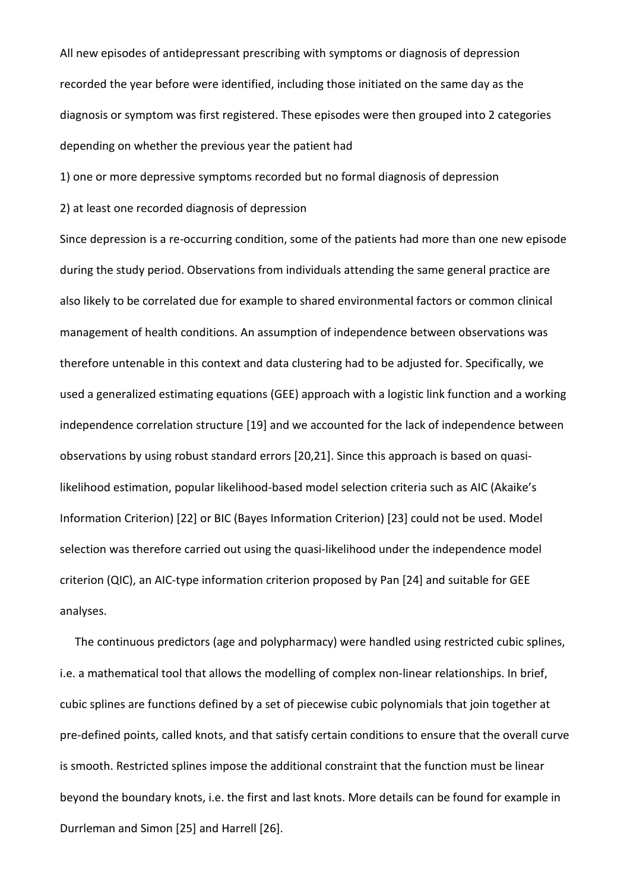All new episodes of antidepressant prescribing with symptoms or diagnosis of depression recorded the year before were identified, including those initiated on the same day as the diagnosis or symptom was first registered. These episodes were then grouped into 2 categories depending on whether the previous year the patient had

1) one or more depressive symptoms recorded but no formal diagnosis of depression

2) at least one recorded diagnosis of depression

Since depression is a re-occurring condition, some of the patients had more than one new episode during the study period. Observations from individuals attending the same general practice are also likely to be correlated due for example to shared environmental factors or common clinical management of health conditions. An assumption of independence between observations was therefore untenable in this context and data clustering had to be adjusted for. Specifically, we used a generalized estimating equations (GEE) approach with a logistic link function and a working independence correlation structure [19] and we accounted for the lack of independence between observations by using robust standard errors [20,21]. Since this approach is based on quasi-likelihood estimation, popular likelihood-based model selection criteria such as AIC (Akaike's Information Criterion) [22] or BIC (Bayes Information Criterion) [23] could not be used. Model selection was therefore carried out using the quasi-likelihood under the independence model criterion (QIC), an AIC-type information criterion proposed by Pan [24] and suitable for GEE analyses.

The continuous predictors (age and polypharmacy) were handled using restricted cubic splines, i.e. a mathematical tool that allows the modelling of complex non-linear relationships. In brief, cubic splines are functions defined by a set of piecewise cubic polynomials that join together at pre-defined points, called knots, and that satisfy certain conditions to ensure that the overall curve is smooth. Restricted splines impose the additional constraint that the function must be linear beyond the boundary knots, i.e. the first and last knots. More details can be found for example in Durrleman and Simon [25] and Harrell [26].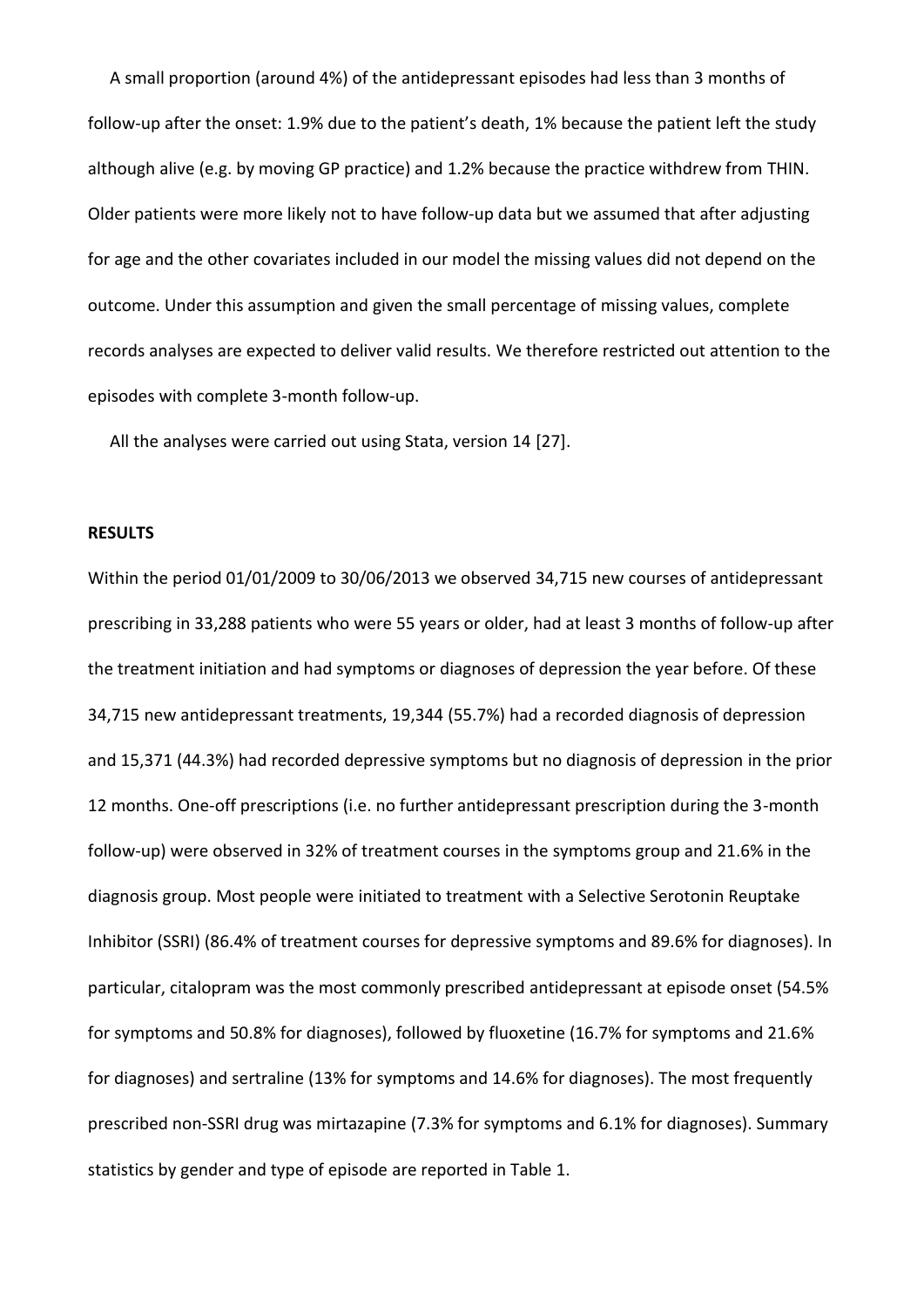A small proportion (around 4%) of the antidepressant episodes had less than 3 months of follow-up after the onset: 1.9% due to the patient's death, 1% because the patient left the study although alive (e.g. by moving GP practice) and 1.2% because the practice withdrew from THIN. Older patients were more likely not to have follow-up data but we assumed that after adjusting for age and the other covariates included in our model the missing values did not depend on the outcome. Under this assumption and given the small percentage of missing values, complete records analyses are expected to deliver valid results. We therefore restricted out attention to the episodes with complete 3-month follow-up.

All the analyses were carried out using Stata, version 14 [27].

## RESULTS

Within the period 01/01/2009 to 30/06/2013 we observed 34,715 new courses of antidepressant prescribing in 33,288 patients who were 55 years or older, had at least 3 months of follow-up after the treatment initiation and had symptoms or diagnoses of depression the year before. Of these 34,715 new antidepressant treatments, 19,344 (55.7%) had a recorded diagnosis of depression and 15,371 (44.3%) had recorded depressive symptoms but no diagnosis of depression in the prior 12 months. One-off prescriptions (i.e. no further antidepressant prescription during the 3-month follow-up) were observed in 32% of treatment courses in the symptoms group and 21.6% in the diagnosis group. Most people were initiated to treatment with a Selective Serotonin Reuptake Inhibitor (SSRI) (86.4% of treatment courses for depressive symptoms and 89.6% for diagnoses). In particular, citalopram was the most commonly prescribed antidepressant at episode onset (54.5% for symptoms and 50.8% for diagnoses), followed by fluoxetine (16.7% for symptoms and 21.6% for diagnoses) and sertraline (13% for symptoms and 14.6% for diagnoses). The most frequently prescribed non-SSRI drug was mirtazapine (7.3% for symptoms and 6.1% for diagnoses). Summary statistics by gender and type of episode are reported in Table 1.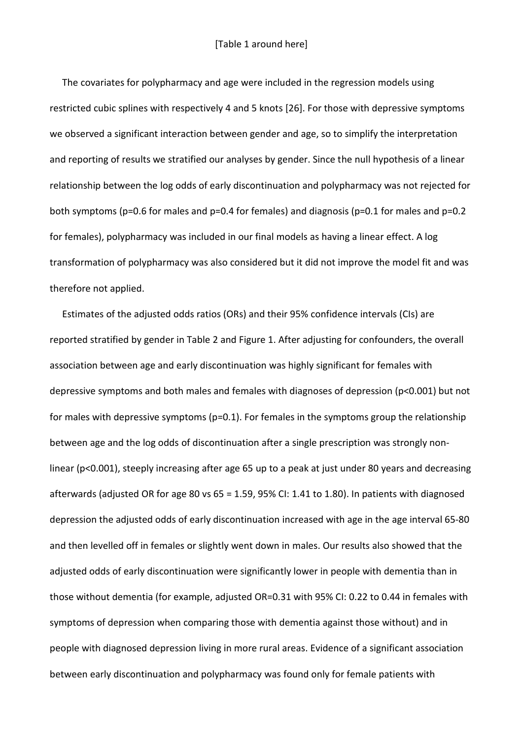[Table 1 around here]

The covariates for polypharmacy and age were included in the regression models using restricted cubic splines with respectively 4 and 5 knots [26]. For those with depressive symptoms we observed a significant interaction between gender and age, so to simplify the interpretation and reporting of results we stratified our analyses by gender. Since the null hypothesis of a linear relationship between the log odds of early discontinuation and polypharmacy was not rejected for both symptoms (p=0.6 for males and p=0.4 for females) and diagnosis (p=0.1 for males and p=0.2 for females), polypharmacy was included in our final models as having a linear effect. A log transformation of polypharmacy was also considered but it did not improve the model fit and was therefore not applied.

Estimates of the adjusted odds ratios (ORs) and their 95% confidence intervals (CIs) are reported stratified by gender in Table 2 and Figure 1. After adjusting for confounders, the overall association between age and early discontinuation was highly significant for females with depressive symptoms and both males and females with diagnoses of depression (p<0.001) but not for males with depressive symptoms (p=0.1). For females in the symptoms group the relationship between age and the log odds of discontinuation after a single prescription was strongly non-linear (p<0.001), steeply increasing after age 65 up to a peak at just under 80 years and decreasing afterwards (adjusted OR for age 80 vs 65 = 1.59, 95% CI: 1.41 to 1.80). In patients with diagnosed depression the adjusted odds of early discontinuation increased with age in the age interval 65-80 and then levelled off in females or slightly went down in males. Our results also showed that the adjusted odds of early discontinuation were significantly lower in people with dementia than in those without dementia (for example, adjusted OR=0.31 with 95% CI: 0.22 to 0.44 in females with symptoms of depression when comparing those with dementia against those without) and in people with diagnosed depression living in more rural areas. Evidence of a significant association between early discontinuation and polypharmacy was found only for female patients with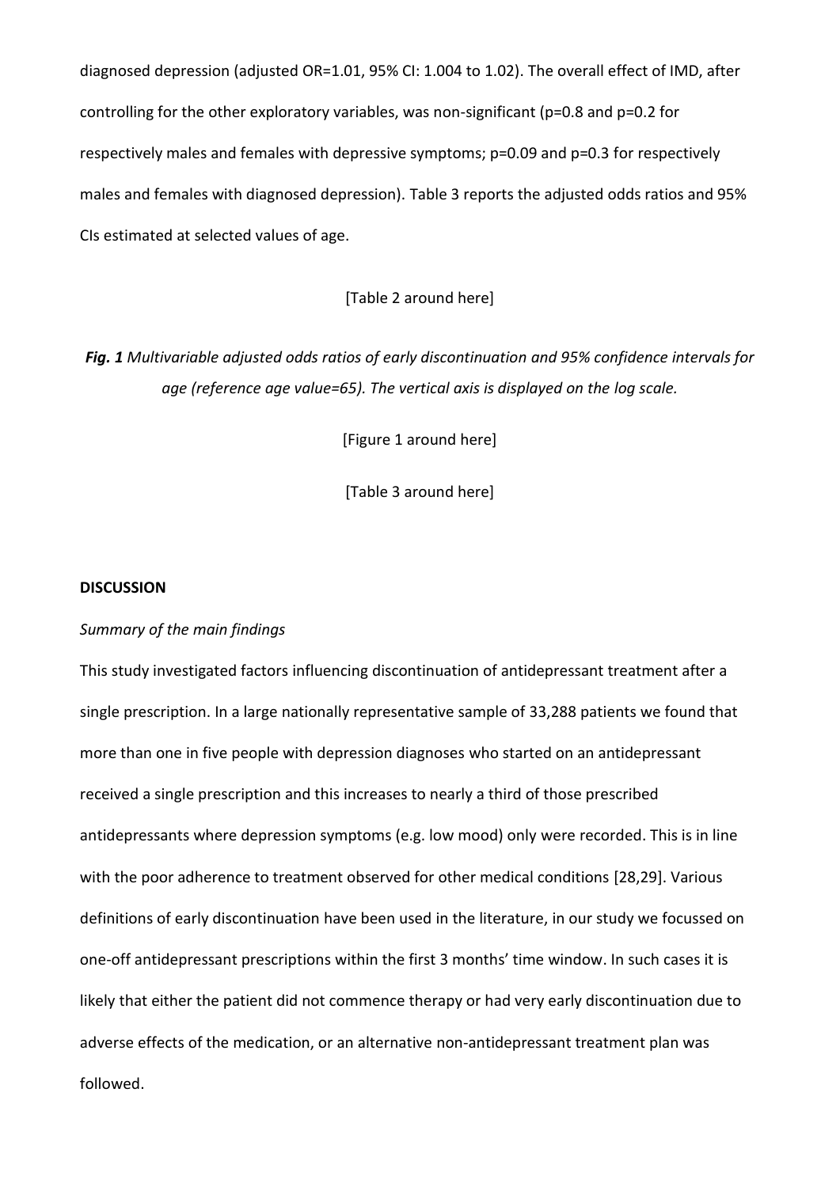diagnosed depression (adjusted OR=1.01, 95% CI: 1.004 to 1.02). The overall effect of IMD, after controlling for the other exploratory variables, was non-significant (p=0.8 and p=0.2 for respectively males and females with depressive symptoms; p=0.09 and p=0.3 for respectively males and females with diagnosed depression). Table 3 reports the adjusted odds ratios and 95% CIs estimated at selected values of age.

[Table 2 around here]

***Fig. 1*** *Multivariable adjusted odds ratios of early discontinuation and 95% confidence intervals for age (reference age value=65). The vertical axis is displayed on the log scale.*

[Figure 1 around here]

[Table 3 around here]

**DISCUSSION**

*Summary of the main findings*

This study investigated factors influencing discontinuation of antidepressant treatment after a single prescription. In a large nationally representative sample of 33,288 patients we found that more than one in five people with depression diagnoses who started on an antidepressant received a single prescription and this increases to nearly a third of those prescribed antidepressants where depression symptoms (e.g. low mood) only were recorded. This is in line with the poor adherence to treatment observed for other medical conditions [28,29]. Various definitions of early discontinuation have been used in the literature, in our study we focussed on one-off antidepressant prescriptions within the first 3 months' time window. In such cases it is likely that either the patient did not commence therapy or had very early discontinuation due to adverse effects of the medication, or an alternative non-antidepressant treatment plan was followed.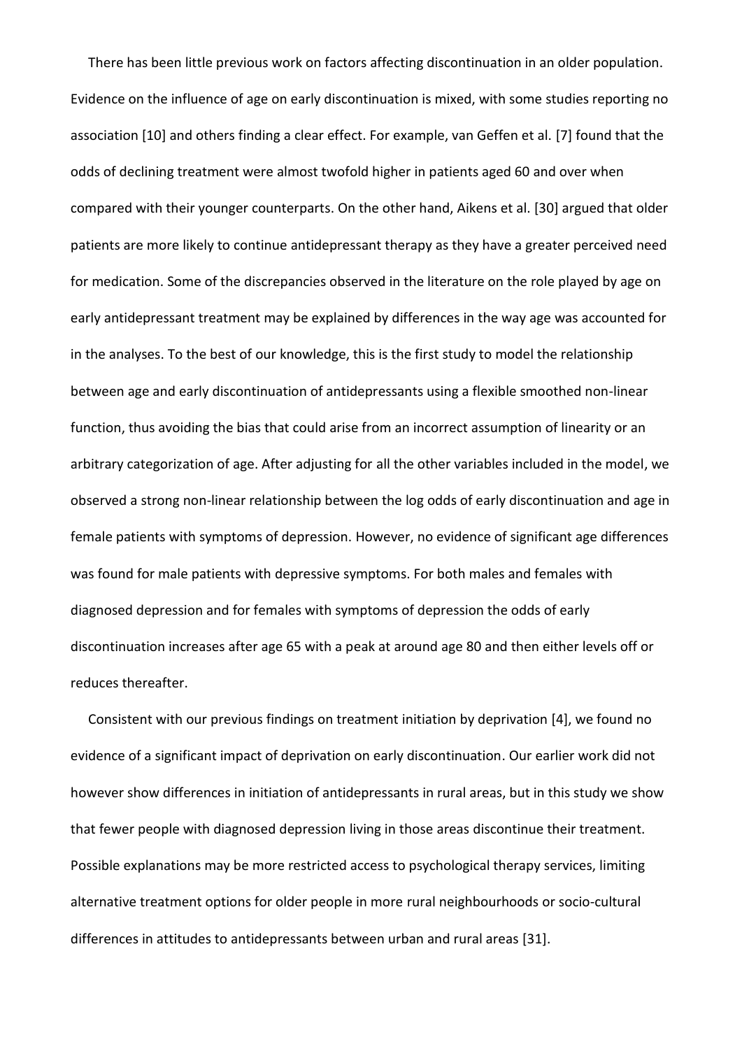There has been little previous work on factors affecting discontinuation in an older population. Evidence on the influence of age on early discontinuation is mixed, with some studies reporting no association [10] and others finding a clear effect. For example, van Geffen et al. [7] found that the odds of declining treatment were almost twofold higher in patients aged 60 and over when compared with their younger counterparts. On the other hand, Aikens et al. [30] argued that older patients are more likely to continue antidepressant therapy as they have a greater perceived need for medication. Some of the discrepancies observed in the literature on the role played by age on early antidepressant treatment may be explained by differences in the way age was accounted for in the analyses. To the best of our knowledge, this is the first study to model the relationship between age and early discontinuation of antidepressants using a flexible smoothed non-linear function, thus avoiding the bias that could arise from an incorrect assumption of linearity or an arbitrary categorization of age. After adjusting for all the other variables included in the model, we observed a strong non-linear relationship between the log odds of early discontinuation and age in female patients with symptoms of depression. However, no evidence of significant age differences was found for male patients with depressive symptoms. For both males and females with diagnosed depression and for females with symptoms of depression the odds of early discontinuation increases after age 65 with a peak at around age 80 and then either levels off or reduces thereafter.

Consistent with our previous findings on treatment initiation by deprivation [4], we found no evidence of a significant impact of deprivation on early discontinuation. Our earlier work did not however show differences in initiation of antidepressants in rural areas, but in this study we show that fewer people with diagnosed depression living in those areas discontinue their treatment. Possible explanations may be more restricted access to psychological therapy services, limiting alternative treatment options for older people in more rural neighbourhoods or socio-cultural differences in attitudes to antidepressants between urban and rural areas [31].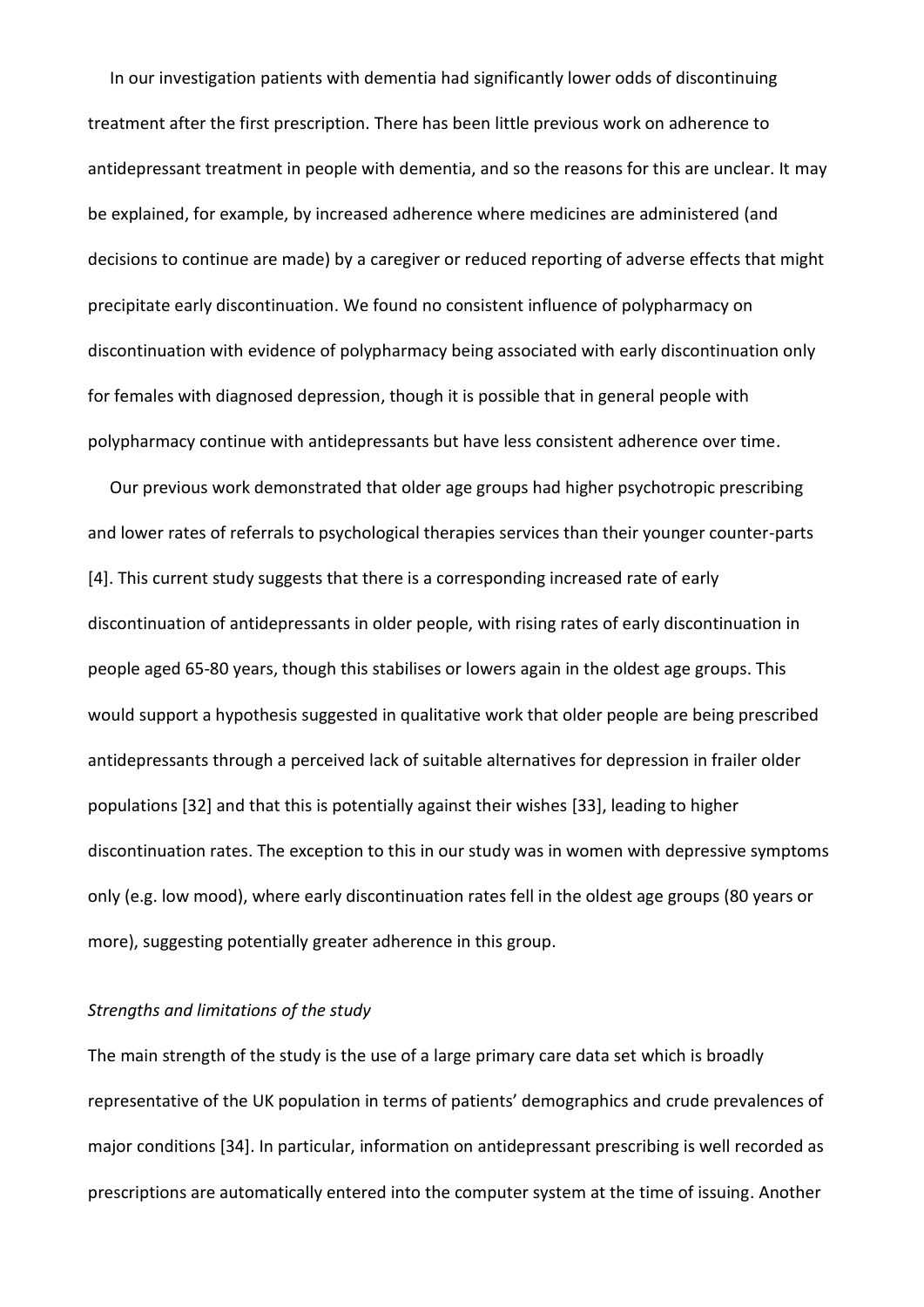In our investigation patients with dementia had significantly lower odds of discontinuing treatment after the first prescription. There has been little previous work on adherence to antidepressant treatment in people with dementia, and so the reasons for this are unclear. It may be explained, for example, by increased adherence where medicines are administered (and decisions to continue are made) by a caregiver or reduced reporting of adverse effects that might precipitate early discontinuation. We found no consistent influence of polypharmacy on discontinuation with evidence of polypharmacy being associated with early discontinuation only for females with diagnosed depression, though it is possible that in general people with polypharmacy continue with antidepressants but have less consistent adherence over time.

Our previous work demonstrated that older age groups had higher psychotropic prescribing and lower rates of referrals to psychological therapies services than their younger counter-parts [4]. This current study suggests that there is a corresponding increased rate of early discontinuation of antidepressants in older people, with rising rates of early discontinuation in people aged 65-80 years, though this stabilises or lowers again in the oldest age groups. This would support a hypothesis suggested in qualitative work that older people are being prescribed antidepressants through a perceived lack of suitable alternatives for depression in frailer older populations [32] and that this is potentially against their wishes [33], leading to higher discontinuation rates. The exception to this in our study was in women with depressive symptoms only (e.g. low mood), where early discontinuation rates fell in the oldest age groups (80 years or more), suggesting potentially greater adherence in this group.

*Strengths and limitations of the study*

The main strength of the study is the use of a large primary care data set which is broadly representative of the UK population in terms of patients' demographics and crude prevalences of major conditions [34]. In particular, information on antidepressant prescribing is well recorded as prescriptions are automatically entered into the computer system at the time of issuing. Another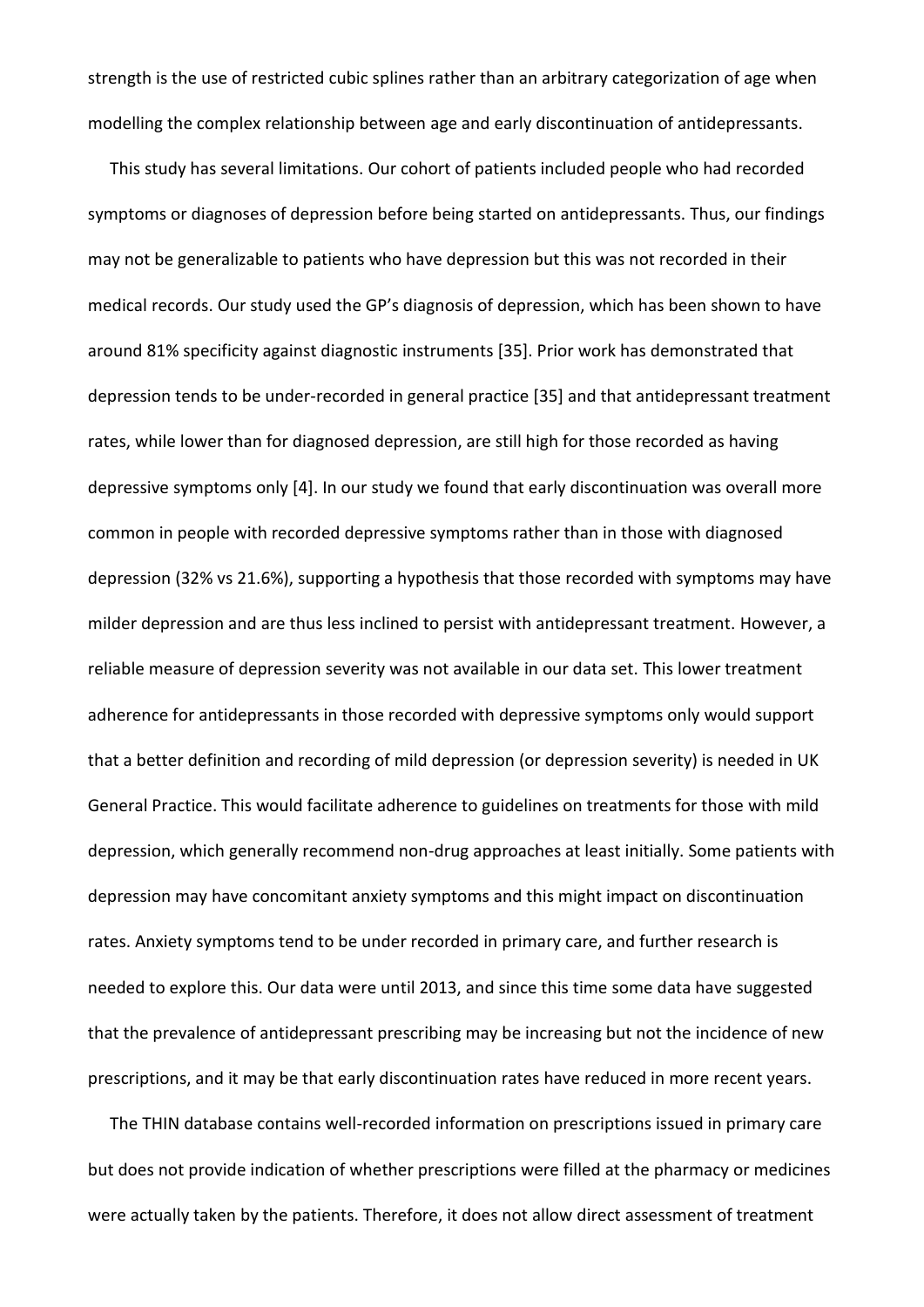strength is the use of restricted cubic splines rather than an arbitrary categorization of age when modelling the complex relationship between age and early discontinuation of antidepressants.

This study has several limitations. Our cohort of patients included people who had recorded symptoms or diagnoses of depression before being started on antidepressants. Thus, our findings may not be generalizable to patients who have depression but this was not recorded in their medical records. Our study used the GP's diagnosis of depression, which has been shown to have around 81% specificity against diagnostic instruments [35]. Prior work has demonstrated that depression tends to be under-recorded in general practice [35] and that antidepressant treatment rates, while lower than for diagnosed depression, are still high for those recorded as having depressive symptoms only [4]. In our study we found that early discontinuation was overall more common in people with recorded depressive symptoms rather than in those with diagnosed depression (32% vs 21.6%), supporting a hypothesis that those recorded with symptoms may have milder depression and are thus less inclined to persist with antidepressant treatment. However, a reliable measure of depression severity was not available in our data set. This lower treatment adherence for antidepressants in those recorded with depressive symptoms only would support that a better definition and recording of mild depression (or depression severity) is needed in UK General Practice. This would facilitate adherence to guidelines on treatments for those with mild depression, which generally recommend non-drug approaches at least initially. Some patients with depression may have concomitant anxiety symptoms and this might impact on discontinuation rates. Anxiety symptoms tend to be under recorded in primary care, and further research is needed to explore this. Our data were until 2013, and since this time some data have suggested that the prevalence of antidepressant prescribing may be increasing but not the incidence of new prescriptions, and it may be that early discontinuation rates have reduced in more recent years.

The THIN database contains well-recorded information on prescriptions issued in primary care but does not provide indication of whether prescriptions were filled at the pharmacy or medicines were actually taken by the patients. Therefore, it does not allow direct assessment of treatment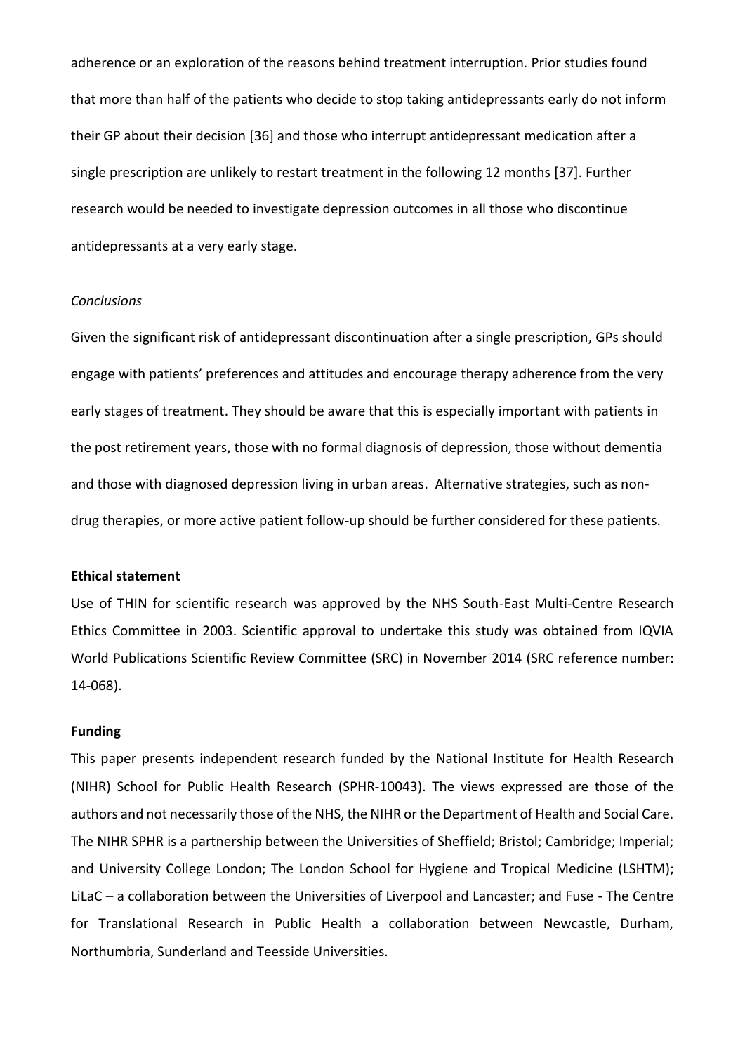adherence or an exploration of the reasons behind treatment interruption. Prior studies found that more than half of the patients who decide to stop taking antidepressants early do not inform their GP about their decision [36] and those who interrupt antidepressant medication after a single prescription are unlikely to restart treatment in the following 12 months [37]. Further research would be needed to investigate depression outcomes in all those who discontinue antidepressants at a very early stage.

*Conclusions*

Given the significant risk of antidepressant discontinuation after a single prescription, GPs should engage with patients' preferences and attitudes and encourage therapy adherence from the very early stages of treatment. They should be aware that this is especially important with patients in the post retirement years, those with no formal diagnosis of depression, those without dementia and those with diagnosed depression living in urban areas. Alternative strategies, such as non-drug therapies, or more active patient follow-up should be further considered for these patients.

**Ethical statement**

Use of THIN for scientific research was approved by the NHS South-East Multi-Centre Research Ethics Committee in 2003. Scientific approval to undertake this study was obtained from IQVIA World Publications Scientific Review Committee (SRC) in November 2014 (SRC reference number: 14-068).

**Funding**

This paper presents independent research funded by the National Institute for Health Research (NIHR) School for Public Health Research (SPHR-10043). The views expressed are those of the authors and not necessarily those of the NHS, the NIHR or the Department of Health and Social Care. The NIHR SPHR is a partnership between the Universities of Sheffield; Bristol; Cambridge; Imperial; and University College London; The London School for Hygiene and Tropical Medicine (LSHTM); LiLaC – a collaboration between the Universities of Liverpool and Lancaster; and Fuse - The Centre for Translational Research in Public Health a collaboration between Newcastle, Durham, Northumbria, Sunderland and Teesside Universities.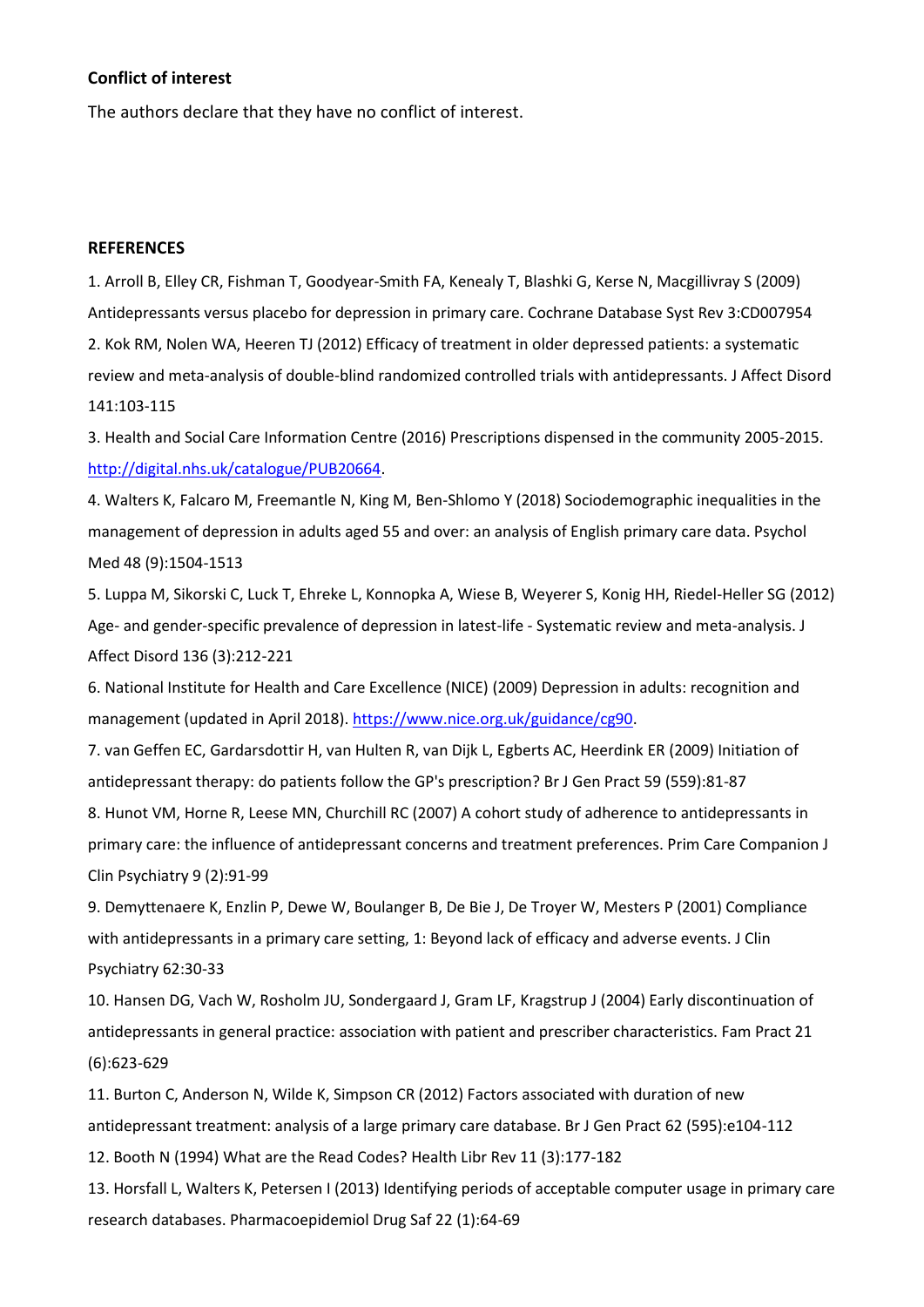**Conflict of interest**

The authors declare that they have no conflict of interest.

**REFERENCES**

1. Arroll B, Elley CR, Fishman T, Goodyear-Smith FA, Kenealy T, Blashki G, Kerse N, Macgillivray S (2009) Antidepressants versus placebo for depression in primary care. Cochrane Database Syst Rev 3:CD007954
2. Kok RM, Nolen WA, Heeren TJ (2012) Efficacy of treatment in older depressed patients: a systematic review and meta-analysis of double-blind randomized controlled trials with antidepressants. J Affect Disord 141:103-115
3. Health and Social Care Information Centre (2016) Prescriptions dispensed in the community 2005-2015. http://digital.nhs.uk/catalogue/PUB20664.
4. Walters K, Falcaro M, Freemantle N, King M, Ben-Shlomo Y (2018) Sociodemographic inequalities in the management of depression in adults aged 55 and over: an analysis of English primary care data. Psychol Med 48 (9):1504-1513
5. Luppa M, Sikorski C, Luck T, Ehreke L, Konnopka A, Wiese B, Weyerer S, Konig HH, Riedel-Heller SG (2012) Age- and gender-specific prevalence of depression in latest-life - Systematic review and meta-analysis. J Affect Disord 136 (3):212-221
6. National Institute for Health and Care Excellence (NICE) (2009) Depression in adults: recognition and management (updated in April 2018). https://www.nice.org.uk/guidance/cg90.
7. van Geffen EC, Gardarsdottir H, van Hulten R, van Dijk L, Egberts AC, Heerdink ER (2009) Initiation of antidepressant therapy: do patients follow the GP's prescription? Br J Gen Pract 59 (559):81-87
8. Hunot VM, Horne R, Leese MN, Churchill RC (2007) A cohort study of adherence to antidepressants in primary care: the influence of antidepressant concerns and treatment preferences. Prim Care Companion J Clin Psychiatry 9 (2):91-99
9. Demyttenaere K, Enzlin P, Dewe W, Boulanger B, De Bie J, De Troyer W, Mesters P (2001) Compliance with antidepressants in a primary care setting, 1: Beyond lack of efficacy and adverse events. J Clin Psychiatry 62:30-33
10. Hansen DG, Vach W, Rosholm JU, Sondergaard J, Gram LF, Kragstrup J (2004) Early discontinuation of antidepressants in general practice: association with patient and prescriber characteristics. Fam Pract 21 (6):623-629
11. Burton C, Anderson N, Wilde K, Simpson CR (2012) Factors associated with duration of new antidepressant treatment: analysis of a large primary care database. Br J Gen Pract 62 (595):e104-112
12. Booth N (1994) What are the Read Codes? Health Libr Rev 11 (3):177-182
13. Horsfall L, Walters K, Petersen I (2013) Identifying periods of acceptable computer usage in primary care research databases. Pharmacoepidemiol Drug Saf 22 (1):64-69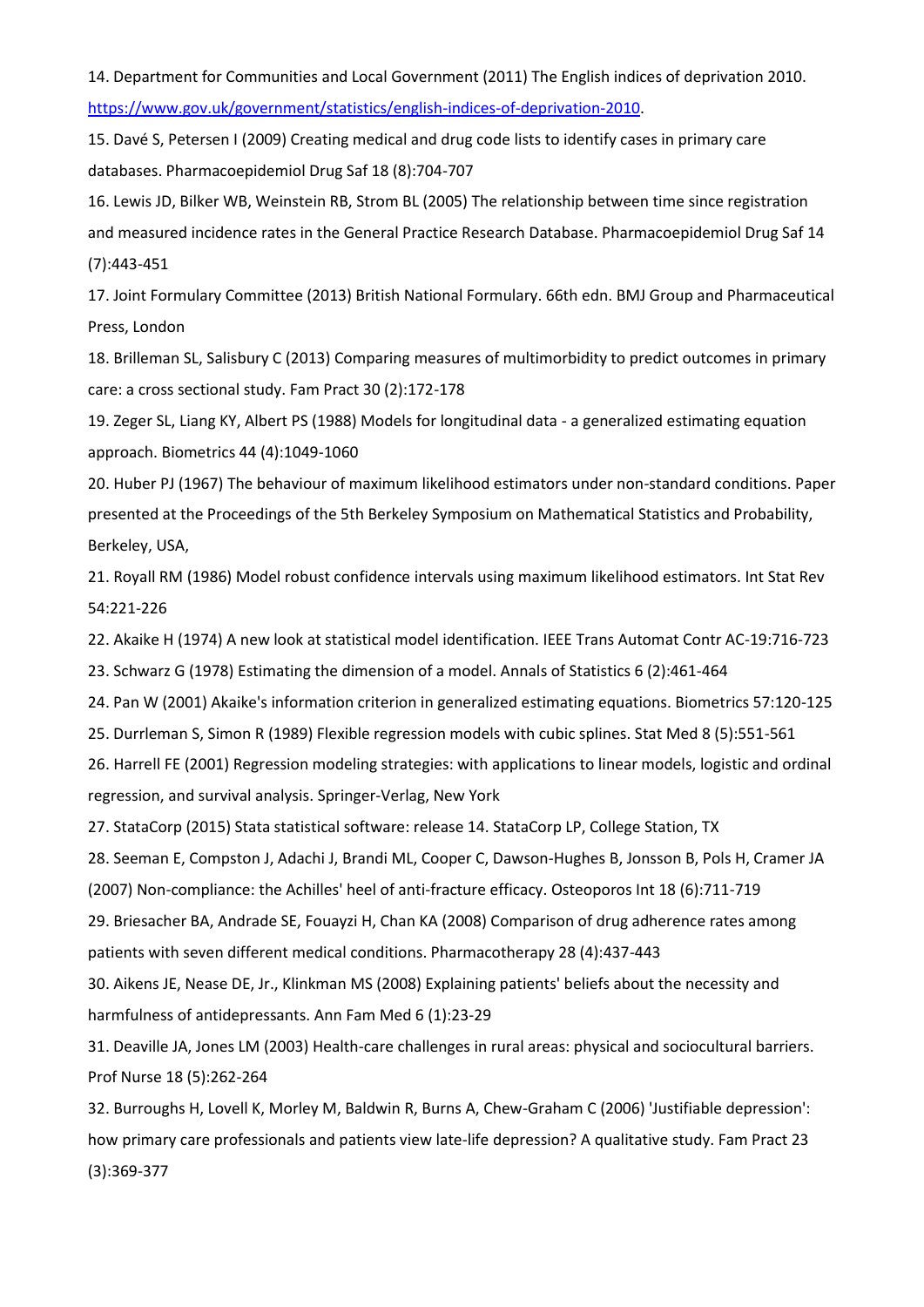14. Department for Communities and Local Government (2011) The English indices of deprivation 2010. https://www.gov.uk/government/statistics/english-indices-of-deprivation-2010.

15. Davé S, Petersen I (2009) Creating medical and drug code lists to identify cases in primary care databases. Pharmacoepidemiol Drug Saf 18 (8):704-707

16. Lewis JD, Bilker WB, Weinstein RB, Strom BL (2005) The relationship between time since registration and measured incidence rates in the General Practice Research Database. Pharmacoepidemiol Drug Saf 14 (7):443-451

17. Joint Formulary Committee (2013) British National Formulary. 66th edn. BMJ Group and Pharmaceutical Press, London

18. Brilleman SL, Salisbury C (2013) Comparing measures of multimorbidity to predict outcomes in primary care: a cross sectional study. Fam Pract 30 (2):172-178

19. Zeger SL, Liang KY, Albert PS (1988) Models for longitudinal data - a generalized estimating equation approach. Biometrics 44 (4):1049-1060

20. Huber PJ (1967) The behaviour of maximum likelihood estimators under non-standard conditions. Paper presented at the Proceedings of the 5th Berkeley Symposium on Mathematical Statistics and Probability, Berkeley, USA,

21. Royall RM (1986) Model robust confidence intervals using maximum likelihood estimators. Int Stat Rev 54:221-226

22. Akaike H (1974) A new look at statistical model identification. IEEE Trans Automat Contr AC-19:716-723

23. Schwarz G (1978) Estimating the dimension of a model. Annals of Statistics 6 (2):461-464

24. Pan W (2001) Akaike's information criterion in generalized estimating equations. Biometrics 57:120-125

25. Durrleman S, Simon R (1989) Flexible regression models with cubic splines. Stat Med 8 (5):551-561

26. Harrell FE (2001) Regression modeling strategies: with applications to linear models, logistic and ordinal regression, and survival analysis. Springer-Verlag, New York

27. StataCorp (2015) Stata statistical software: release 14. StataCorp LP, College Station, TX

28. Seeman E, Compston J, Adachi J, Brandi ML, Cooper C, Dawson-Hughes B, Jonsson B, Pols H, Cramer JA (2007) Non-compliance: the Achilles' heel of anti-fracture efficacy. Osteoporos Int 18 (6):711-719

29. Briesacher BA, Andrade SE, Fouayzi H, Chan KA (2008) Comparison of drug adherence rates among patients with seven different medical conditions. Pharmacotherapy 28 (4):437-443

30. Aikens JE, Nease DE, Jr., Klinkman MS (2008) Explaining patients' beliefs about the necessity and harmfulness of antidepressants. Ann Fam Med 6 (1):23-29

31. Deaville JA, Jones LM (2003) Health-care challenges in rural areas: physical and sociocultural barriers. Prof Nurse 18 (5):262-264

32. Burroughs H, Lovell K, Morley M, Baldwin R, Burns A, Chew-Graham C (2006) 'Justifiable depression': how primary care professionals and patients view late-life depression? A qualitative study. Fam Pract 23 (3):369-377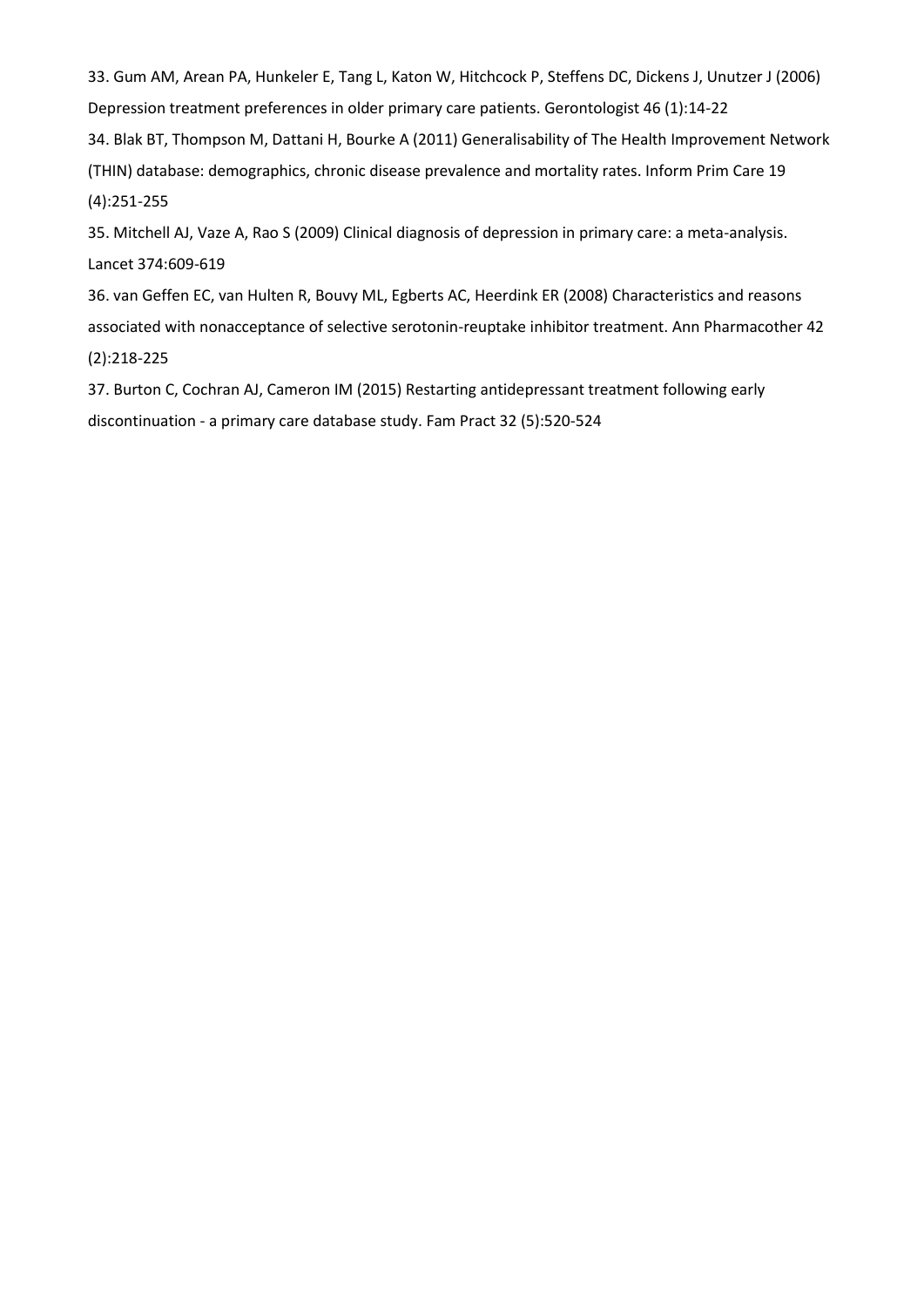33. Gum AM, Arean PA, Hunkeler E, Tang L, Katon W, Hitchcock P, Steffens DC, Dickens J, Unutzer J (2006) Depression treatment preferences in older primary care patients. Gerontologist 46 (1):14-22

34. Blak BT, Thompson M, Dattani H, Bourke A (2011) Generalisability of The Health Improvement Network (THIN) database: demographics, chronic disease prevalence and mortality rates. Inform Prim Care 19 (4):251-255

35. Mitchell AJ, Vaze A, Rao S (2009) Clinical diagnosis of depression in primary care: a meta-analysis. Lancet 374:609-619

36. van Geffen EC, van Hulten R, Bouvy ML, Egberts AC, Heerdink ER (2008) Characteristics and reasons associated with nonacceptance of selective serotonin-reuptake inhibitor treatment. Ann Pharmacother 42 (2):218-225

37. Burton C, Cochran AJ, Cameron IM (2015) Restarting antidepressant treatment following early discontinuation - a primary care database study. Fam Pract 32 (5):520-524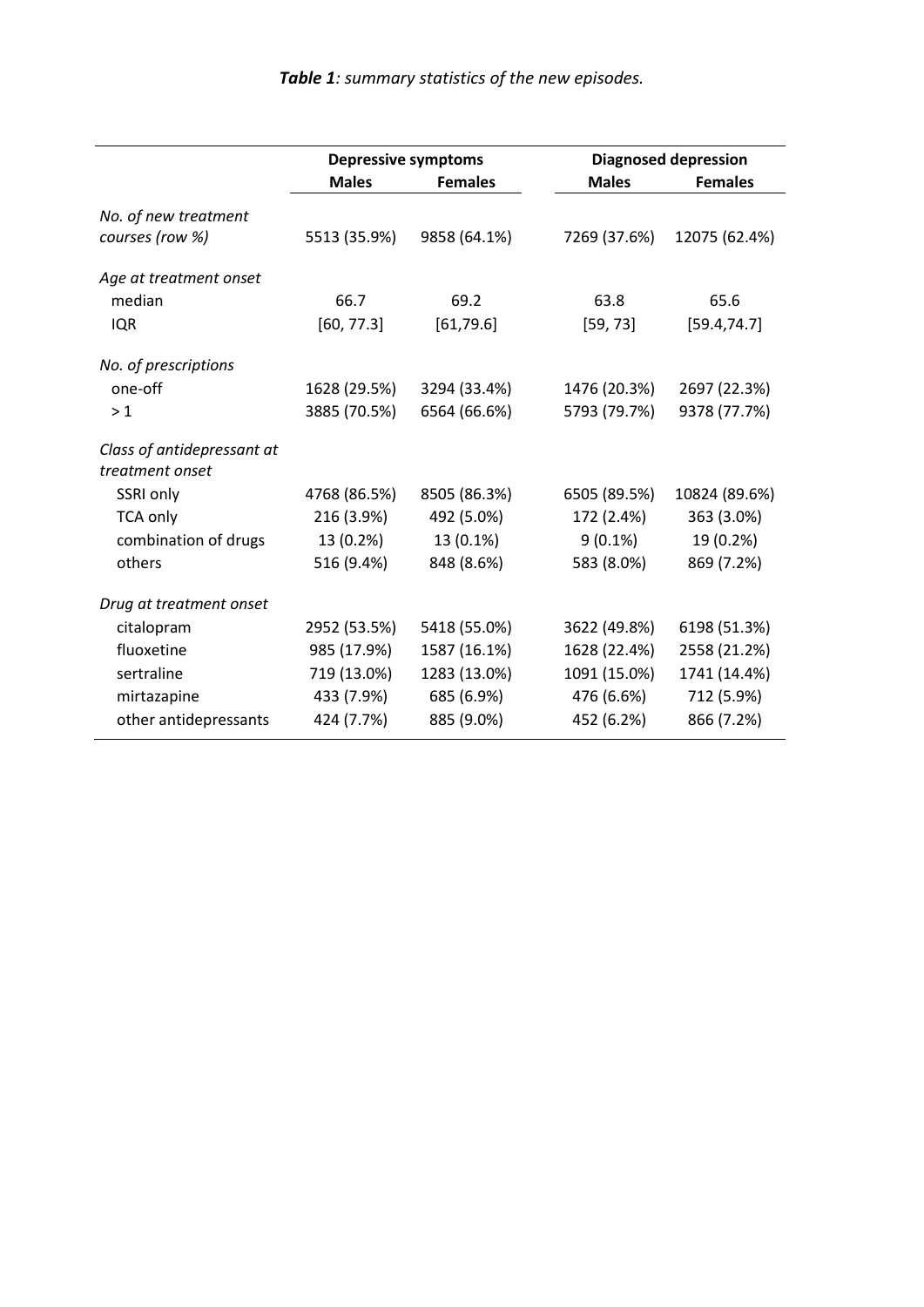***Table 1**: summary statistics of the new episodes.*

| | Depressive symptoms | | Diagnosed depression | |
|---|---|---|---|---|
| | **Males** | **Females** | **Males** | **Females** |
| *No. of new treatment courses (row %)* | 5513 (35.9%) | 9858 (64.1%) | 7269 (37.6%) | 12075 (62.4%) |
| *Age at treatment onset* | | | | |
| median | 66.7 | 69.2 | 63.8 | 65.6 |
| IQR | [60, 77.3] | [61,79.6] | [59, 73] | [59.4,74.7] |
| *No. of prescriptions* | | | | |
| one-off | 1628 (29.5%) | 3294 (33.4%) | 1476 (20.3%) | 2697 (22.3%) |
| > 1 | 3885 (70.5%) | 6564 (66.6%) | 5793 (79.7%) | 9378 (77.7%) |
| *Class of antidepressant at treatment onset* | | | | |
| SSRI only | 4768 (86.5%) | 8505 (86.3%) | 6505 (89.5%) | 10824 (89.6%) |
| TCA only | 216 (3.9%) | 492 (5.0%) | 172 (2.4%) | 363 (3.0%) |
| combination of drugs | 13 (0.2%) | 13 (0.1%) | 9 (0.1%) | 19 (0.2%) |
| others | 516 (9.4%) | 848 (8.6%) | 583 (8.0%) | 869 (7.2%) |
| *Drug at treatment onset* | | | | |
| citalopram | 2952 (53.5%) | 5418 (55.0%) | 3622 (49.8%) | 6198 (51.3%) |
| fluoxetine | 985 (17.9%) | 1587 (16.1%) | 1628 (22.4%) | 2558 (21.2%) |
| sertraline | 719 (13.0%) | 1283 (13.0%) | 1091 (15.0%) | 1741 (14.4%) |
| mirtazapine | 433 (7.9%) | 685 (6.9%) | 476 (6.6%) | 712 (5.9%) |
| other antidepressants | 424 (7.7%) | 885 (9.0%) | 452 (6.2%) | 866 (7.2%) |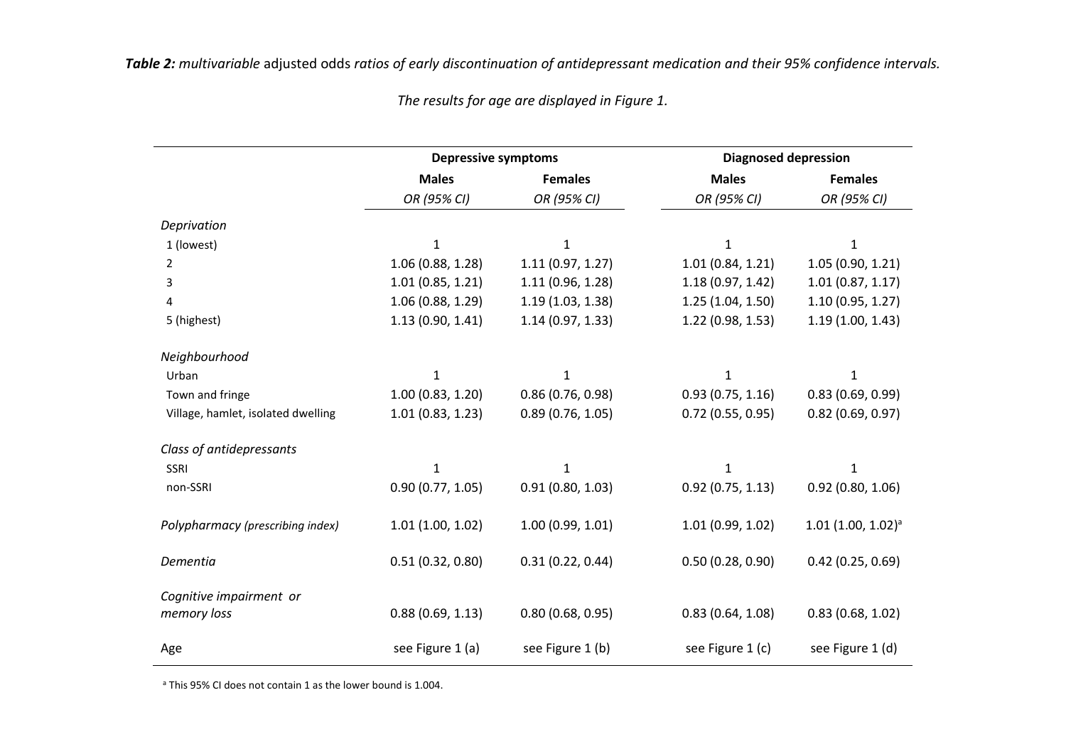***Table 2:*** *multivariable* adjusted odds *ratios of early discontinuation of antidepressant medication and their 95% confidence intervals.*

*The results for age are displayed in Figure 1.*

| | **Depressive symptoms** | | **Diagnosed depression** | |
|---|---|---|---|---|
| | **Males** | **Females** | **Males** | **Females** |
| | *OR (95% CI)* | *OR (95% CI)* | *OR (95% CI)* | *OR (95% CI)* |
| *Deprivation* | | | | |
| 1 (lowest) | 1 | 1 | 1 | 1 |
| 2 | 1.06 (0.88, 1.28) | 1.11 (0.97, 1.27) | 1.01 (0.84, 1.21) | 1.05 (0.90, 1.21) |
| 3 | 1.01 (0.85, 1.21) | 1.11 (0.96, 1.28) | 1.18 (0.97, 1.42) | 1.01 (0.87, 1.17) |
| 4 | 1.06 (0.88, 1.29) | 1.19 (1.03, 1.38) | 1.25 (1.04, 1.50) | 1.10 (0.95, 1.27) |
| 5 (highest) | 1.13 (0.90, 1.41) | 1.14 (0.97, 1.33) | 1.22 (0.98, 1.53) | 1.19 (1.00, 1.43) |
| *Neighbourhood* | | | | |
| Urban | 1 | 1 | 1 | 1 |
| Town and fringe | 1.00 (0.83, 1.20) | 0.86 (0.76, 0.98) | 0.93 (0.75, 1.16) | 0.83 (0.69, 0.99) |
| Village, hamlet, isolated dwelling | 1.01 (0.83, 1.23) | 0.89 (0.76, 1.05) | 0.72 (0.55, 0.95) | 0.82 (0.69, 0.97) |
| *Class of antidepressants* | | | | |
| SSRI | 1 | 1 | 1 | 1 |
| non-SSRI | 0.90 (0.77, 1.05) | 0.91 (0.80, 1.03) | 0.92 (0.75, 1.13) | 0.92 (0.80, 1.06) |
| *Polypharmacy (prescribing index)* | 1.01 (1.00, 1.02) | 1.00 (0.99, 1.01) | 1.01 (0.99, 1.02) | 1.01 (1.00, 1.02)[a] |
| *Dementia* | 0.51 (0.32, 0.80) | 0.31 (0.22, 0.44) | 0.50 (0.28, 0.90) | 0.42 (0.25, 0.69) |
| *Cognitive impairment or memory loss* | 0.88 (0.69, 1.13) | 0.80 (0.68, 0.95) | 0.83 (0.64, 1.08) | 0.83 (0.68, 1.02) |
| Age | see Figure 1 (a) | see Figure 1 (b) | see Figure 1 (c) | see Figure 1 (d) |

[a] This 95% CI does not contain 1 as the lower bound is 1.004.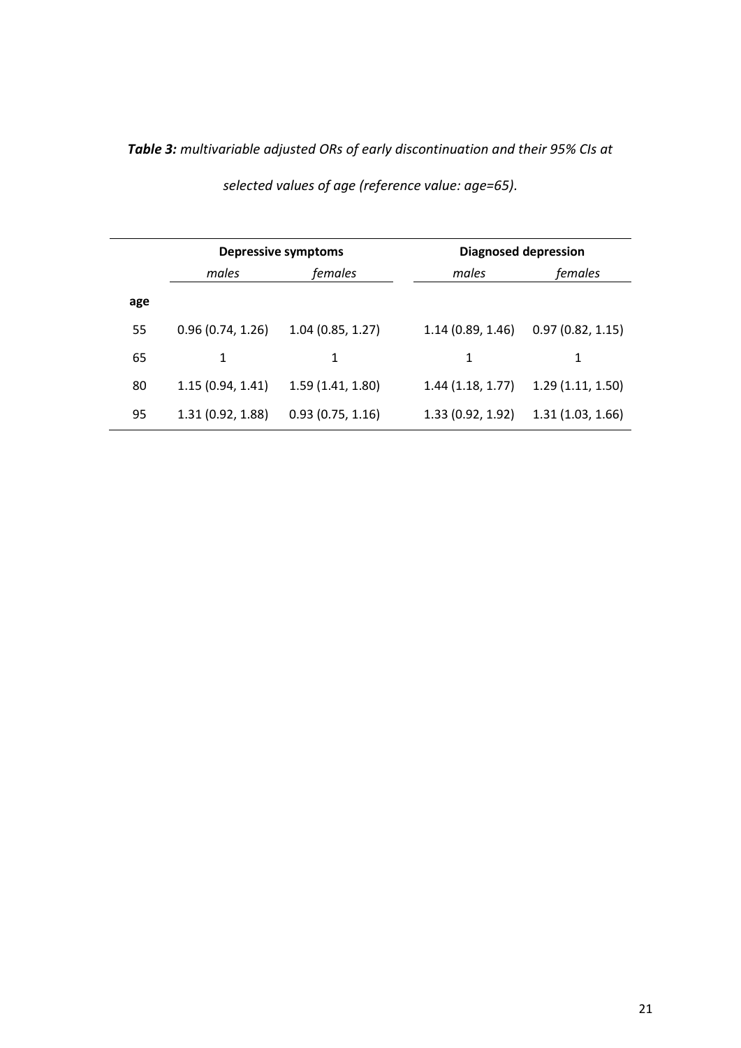***Table 3:*** *multivariable adjusted ORs of early discontinuation and their 95% CIs at selected values of age (reference value: age=65).*

| | **Depressive symptoms** | | **Diagnosed depression** | |
|---|---|---|---|---|
| | *males* | *females* | *males* | *females* |
| **age** | | | | |
| 55 | 0.96 (0.74, 1.26) | 1.04 (0.85, 1.27) | 1.14 (0.89, 1.46) | 0.97 (0.82, 1.15) |
| 65 | 1 | 1 | 1 | 1 |
| 80 | 1.15 (0.94, 1.41) | 1.59 (1.41, 1.80) | 1.44 (1.18, 1.77) | 1.29 (1.11, 1.50) |
| 95 | 1.31 (0.92, 1.88) | 0.93 (0.75, 1.16) | 1.33 (0.92, 1.92) | 1.31 (1.03, 1.66) |